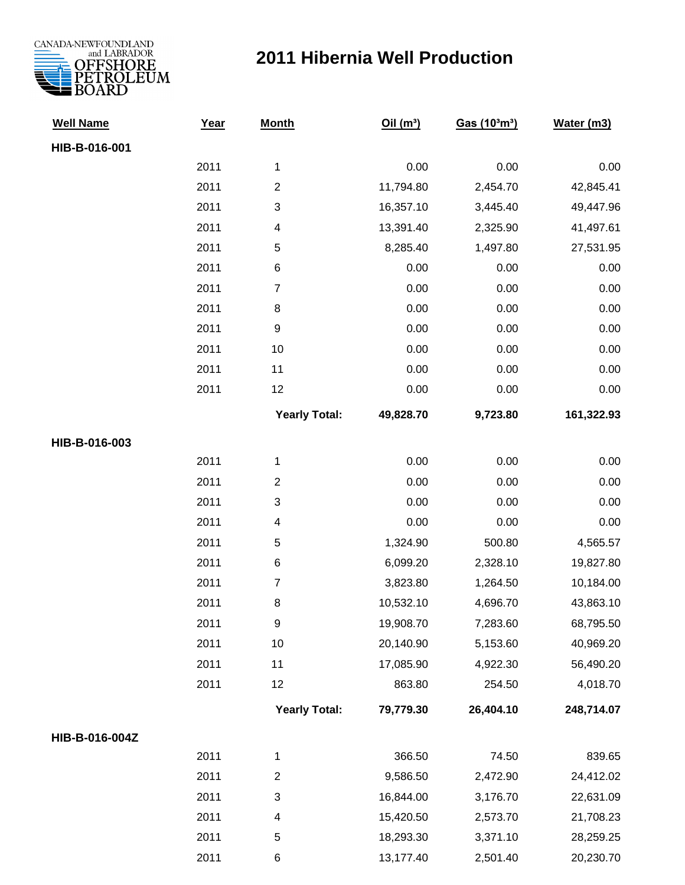CANADA-NEWFOUNDLAND and LABRADOR OFFSHORE PETROLEUM BOARD

# 2011 Hibernia Well Production

| Well Name | Year | Month | Oil ($m^3$) | Gas ($10^3m^3$) | Water (m3) |
|---|---|---|---|---|---|
| **HIB-B-016-001** | | | | | |
| | 2011 | 1 | 0.00 | 0.00 | 0.00 |
| | 2011 | 2 | 11,794.80 | 2,454.70 | 42,845.41 |
| | 2011 | 3 | 16,357.10 | 3,445.40 | 49,447.96 |
| | 2011 | 4 | 13,391.40 | 2,325.90 | 41,497.61 |
| | 2011 | 5 | 8,285.40 | 1,497.80 | 27,531.95 |
| | 2011 | 6 | 0.00 | 0.00 | 0.00 |
| | 2011 | 7 | 0.00 | 0.00 | 0.00 |
| | 2011 | 8 | 0.00 | 0.00 | 0.00 |
| | 2011 | 9 | 0.00 | 0.00 | 0.00 |
| | 2011 | 10 | 0.00 | 0.00 | 0.00 |
| | 2011 | 11 | 0.00 | 0.00 | 0.00 |
| | 2011 | 12 | 0.00 | 0.00 | 0.00 |
| | | **Yearly Total:** | **49,828.70** | **9,723.80** | **161,322.93** |
| **HIB-B-016-003** | | | | | |
| | 2011 | 1 | 0.00 | 0.00 | 0.00 |
| | 2011 | 2 | 0.00 | 0.00 | 0.00 |
| | 2011 | 3 | 0.00 | 0.00 | 0.00 |
| | 2011 | 4 | 0.00 | 0.00 | 0.00 |
| | 2011 | 5 | 1,324.90 | 500.80 | 4,565.57 |
| | 2011 | 6 | 6,099.20 | 2,328.10 | 19,827.80 |
| | 2011 | 7 | 3,823.80 | 1,264.50 | 10,184.00 |
| | 2011 | 8 | 10,532.10 | 4,696.70 | 43,863.10 |
| | 2011 | 9 | 19,908.70 | 7,283.60 | 68,795.50 |
| | 2011 | 10 | 20,140.90 | 5,153.60 | 40,969.20 |
| | 2011 | 11 | 17,085.90 | 4,922.30 | 56,490.20 |
| | 2011 | 12 | 863.80 | 254.50 | 4,018.70 |
| | | **Yearly Total:** | **79,779.30** | **26,404.10** | **248,714.07** |
| **HIB-B-016-004Z** | | | | | |
| | 2011 | 1 | 366.50 | 74.50 | 839.65 |
| | 2011 | 2 | 9,586.50 | 2,472.90 | 24,412.02 |
| | 2011 | 3 | 16,844.00 | 3,176.70 | 22,631.09 |
| | 2011 | 4 | 15,420.50 | 2,573.70 | 21,708.23 |
| | 2011 | 5 | 18,293.30 | 3,371.10 | 28,259.25 |
| | 2011 | 6 | 13,177.40 | 2,501.40 | 20,230.70 |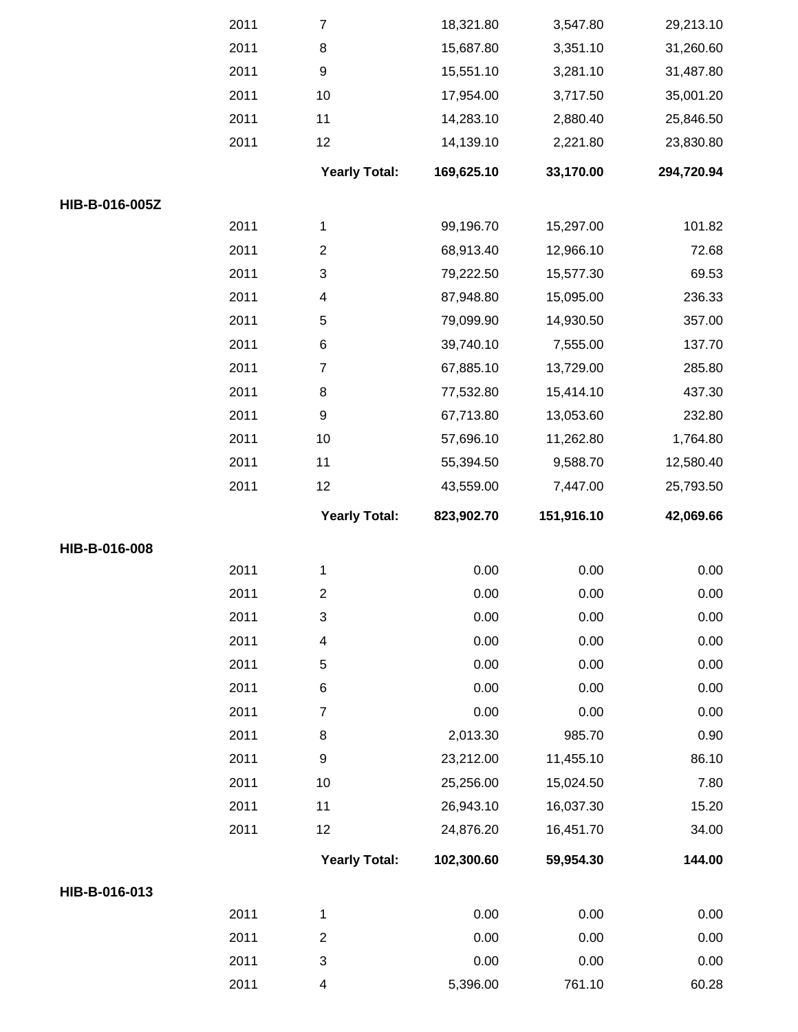| | | | | | |
|---|---|---|---|---|---|
| | 2011 | 7 | 18,321.80 | 3,547.80 | 29,213.10 |
| | 2011 | 8 | 15,687.80 | 3,351.10 | 31,260.60 |
| | 2011 | 9 | 15,551.10 | 3,281.10 | 31,487.80 |
| | 2011 | 10 | 17,954.00 | 3,717.50 | 35,001.20 |
| | 2011 | 11 | 14,283.10 | 2,880.40 | 25,846.50 |
| | 2011 | 12 | 14,139.10 | 2,221.80 | 23,830.80 |
| | | **Yearly Total:** | **169,625.10** | **33,170.00** | **294,720.94** |
| **HIB-B-016-005Z** | | | | | |
| | 2011 | 1 | 99,196.70 | 15,297.00 | 101.82 |
| | 2011 | 2 | 68,913.40 | 12,966.10 | 72.68 |
| | 2011 | 3 | 79,222.50 | 15,577.30 | 69.53 |
| | 2011 | 4 | 87,948.80 | 15,095.00 | 236.33 |
| | 2011 | 5 | 79,099.90 | 14,930.50 | 357.00 |
| | 2011 | 6 | 39,740.10 | 7,555.00 | 137.70 |
| | 2011 | 7 | 67,885.10 | 13,729.00 | 285.80 |
| | 2011 | 8 | 77,532.80 | 15,414.10 | 437.30 |
| | 2011 | 9 | 67,713.80 | 13,053.60 | 232.80 |
| | 2011 | 10 | 57,696.10 | 11,262.80 | 1,764.80 |
| | 2011 | 11 | 55,394.50 | 9,588.70 | 12,580.40 |
| | 2011 | 12 | 43,559.00 | 7,447.00 | 25,793.50 |
| | | **Yearly Total:** | **823,902.70** | **151,916.10** | **42,069.66** |
| **HIB-B-016-008** | | | | | |
| | 2011 | 1 | 0.00 | 0.00 | 0.00 |
| | 2011 | 2 | 0.00 | 0.00 | 0.00 |
| | 2011 | 3 | 0.00 | 0.00 | 0.00 |
| | 2011 | 4 | 0.00 | 0.00 | 0.00 |
| | 2011 | 5 | 0.00 | 0.00 | 0.00 |
| | 2011 | 6 | 0.00 | 0.00 | 0.00 |
| | 2011 | 7 | 0.00 | 0.00 | 0.00 |
| | 2011 | 8 | 2,013.30 | 985.70 | 0.90 |
| | 2011 | 9 | 23,212.00 | 11,455.10 | 86.10 |
| | 2011 | 10 | 25,256.00 | 15,024.50 | 7.80 |
| | 2011 | 11 | 26,943.10 | 16,037.30 | 15.20 |
| | 2011 | 12 | 24,876.20 | 16,451.70 | 34.00 |
| | | **Yearly Total:** | **102,300.60** | **59,954.30** | **144.00** |
| **HIB-B-016-013** | | | | | |
| | 2011 | 1 | 0.00 | 0.00 | 0.00 |
| | 2011 | 2 | 0.00 | 0.00 | 0.00 |
| | 2011 | 3 | 0.00 | 0.00 | 0.00 |
| | 2011 | 4 | 5,396.00 | 761.10 | 60.28 |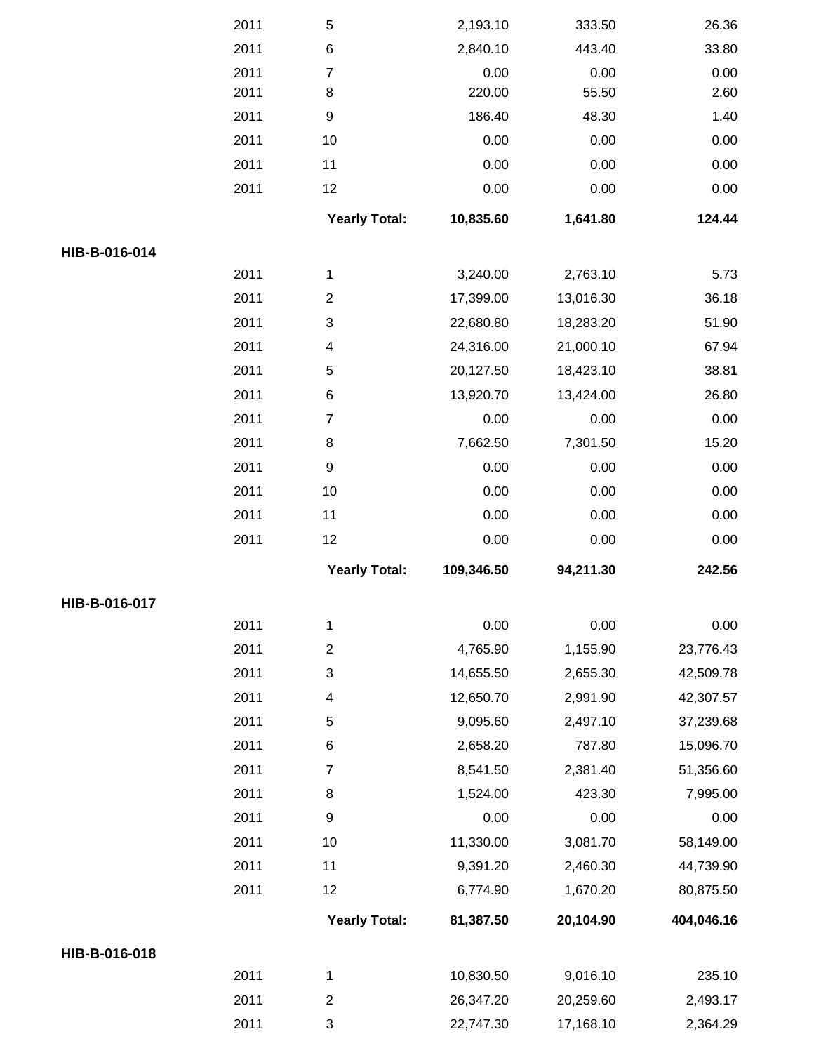| | | | | | |
|---|---|---|---|---|---|
| | 2011 | 5 | 2,193.10 | 333.50 | 26.36 |
| | 2011 | 6 | 2,840.10 | 443.40 | 33.80 |
| | 2011 | 7 | 0.00 | 0.00 | 0.00 |
| | 2011 | 8 | 220.00 | 55.50 | 2.60 |
| | 2011 | 9 | 186.40 | 48.30 | 1.40 |
| | 2011 | 10 | 0.00 | 0.00 | 0.00 |
| | 2011 | 11 | 0.00 | 0.00 | 0.00 |
| | 2011 | 12 | 0.00 | 0.00 | 0.00 |
| | | **Yearly Total:** | **10,835.60** | **1,641.80** | **124.44** |
| **HIB-B-016-014** | | | | | |
| | 2011 | 1 | 3,240.00 | 2,763.10 | 5.73 |
| | 2011 | 2 | 17,399.00 | 13,016.30 | 36.18 |
| | 2011 | 3 | 22,680.80 | 18,283.20 | 51.90 |
| | 2011 | 4 | 24,316.00 | 21,000.10 | 67.94 |
| | 2011 | 5 | 20,127.50 | 18,423.10 | 38.81 |
| | 2011 | 6 | 13,920.70 | 13,424.00 | 26.80 |
| | 2011 | 7 | 0.00 | 0.00 | 0.00 |
| | 2011 | 8 | 7,662.50 | 7,301.50 | 15.20 |
| | 2011 | 9 | 0.00 | 0.00 | 0.00 |
| | 2011 | 10 | 0.00 | 0.00 | 0.00 |
| | 2011 | 11 | 0.00 | 0.00 | 0.00 |
| | 2011 | 12 | 0.00 | 0.00 | 0.00 |
| | | **Yearly Total:** | **109,346.50** | **94,211.30** | **242.56** |
| **HIB-B-016-017** | | | | | |
| | 2011 | 1 | 0.00 | 0.00 | 0.00 |
| | 2011 | 2 | 4,765.90 | 1,155.90 | 23,776.43 |
| | 2011 | 3 | 14,655.50 | 2,655.30 | 42,509.78 |
| | 2011 | 4 | 12,650.70 | 2,991.90 | 42,307.57 |
| | 2011 | 5 | 9,095.60 | 2,497.10 | 37,239.68 |
| | 2011 | 6 | 2,658.20 | 787.80 | 15,096.70 |
| | 2011 | 7 | 8,541.50 | 2,381.40 | 51,356.60 |
| | 2011 | 8 | 1,524.00 | 423.30 | 7,995.00 |
| | 2011 | 9 | 0.00 | 0.00 | 0.00 |
| | 2011 | 10 | 11,330.00 | 3,081.70 | 58,149.00 |
| | 2011 | 11 | 9,391.20 | 2,460.30 | 44,739.90 |
| | 2011 | 12 | 6,774.90 | 1,670.20 | 80,875.50 |
| | | **Yearly Total:** | **81,387.50** | **20,104.90** | **404,046.16** |
| **HIB-B-016-018** | | | | | |
| | 2011 | 1 | 10,830.50 | 9,016.10 | 235.10 |
| | 2011 | 2 | 26,347.20 | 20,259.60 | 2,493.17 |
| | 2011 | 3 | 22,747.30 | 17,168.10 | 2,364.29 |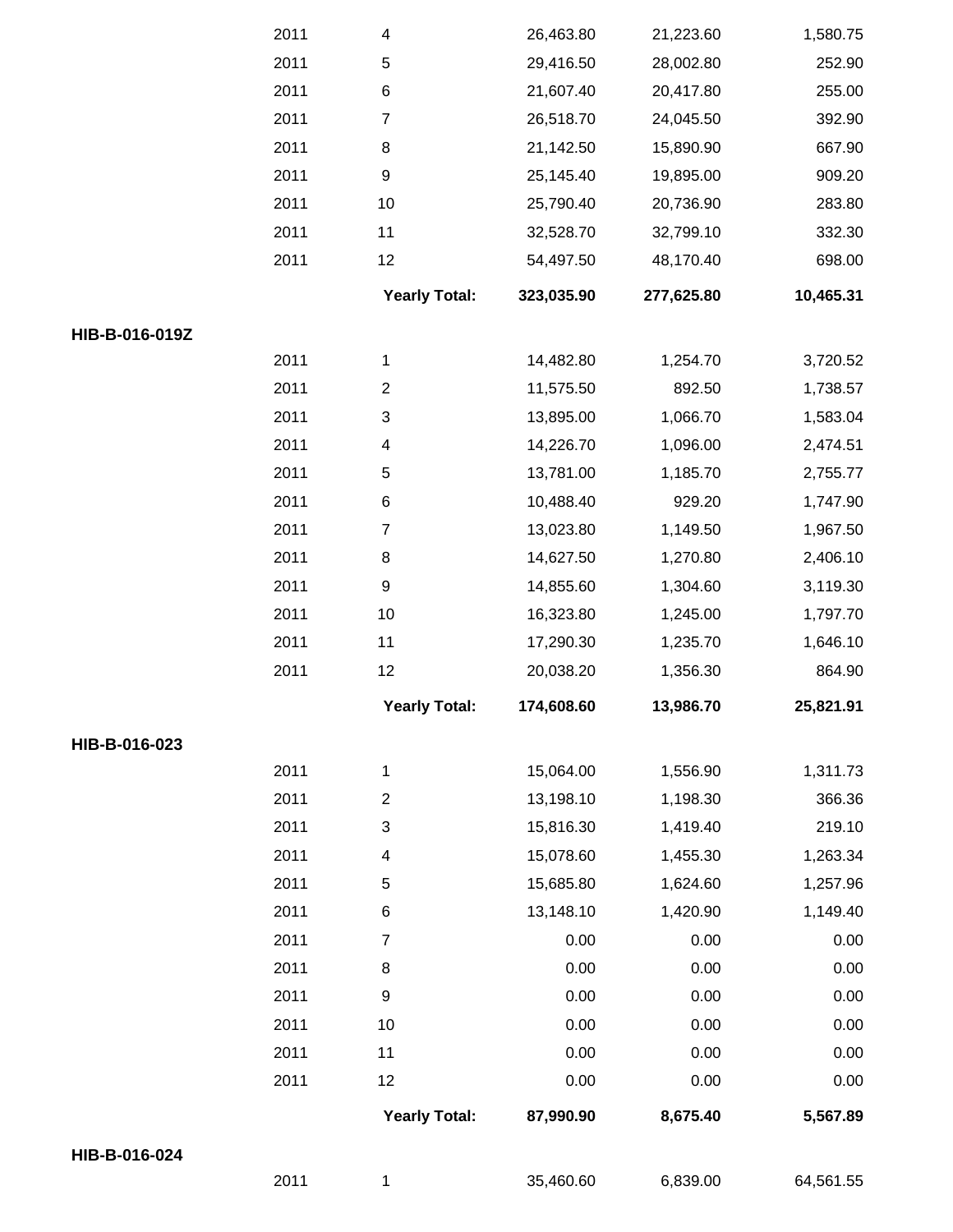| | Year | Month | | | |
|---|---|---|---|---|---|
| | 2011 | 4 | 26,463.80 | 21,223.60 | 1,580.75 |
| | 2011 | 5 | 29,416.50 | 28,002.80 | 252.90 |
| | 2011 | 6 | 21,607.40 | 20,417.80 | 255.00 |
| | 2011 | 7 | 26,518.70 | 24,045.50 | 392.90 |
| | 2011 | 8 | 21,142.50 | 15,890.90 | 667.90 |
| | 2011 | 9 | 25,145.40 | 19,895.00 | 909.20 |
| | 2011 | 10 | 25,790.40 | 20,736.90 | 283.80 |
| | 2011 | 11 | 32,528.70 | 32,799.10 | 332.30 |
| | 2011 | 12 | 54,497.50 | 48,170.40 | 698.00 |
| | | **Yearly Total:** | **323,035.90** | **277,625.80** | **10,465.31** |
| **HIB-B-016-019Z** | | | | | |
| | 2011 | 1 | 14,482.80 | 1,254.70 | 3,720.52 |
| | 2011 | 2 | 11,575.50 | 892.50 | 1,738.57 |
| | 2011 | 3 | 13,895.00 | 1,066.70 | 1,583.04 |
| | 2011 | 4 | 14,226.70 | 1,096.00 | 2,474.51 |
| | 2011 | 5 | 13,781.00 | 1,185.70 | 2,755.77 |
| | 2011 | 6 | 10,488.40 | 929.20 | 1,747.90 |
| | 2011 | 7 | 13,023.80 | 1,149.50 | 1,967.50 |
| | 2011 | 8 | 14,627.50 | 1,270.80 | 2,406.10 |
| | 2011 | 9 | 14,855.60 | 1,304.60 | 3,119.30 |
| | 2011 | 10 | 16,323.80 | 1,245.00 | 1,797.70 |
| | 2011 | 11 | 17,290.30 | 1,235.70 | 1,646.10 |
| | 2011 | 12 | 20,038.20 | 1,356.30 | 864.90 |
| | | **Yearly Total:** | **174,608.60** | **13,986.70** | **25,821.91** |
| **HIB-B-016-023** | | | | | |
| | 2011 | 1 | 15,064.00 | 1,556.90 | 1,311.73 |
| | 2011 | 2 | 13,198.10 | 1,198.30 | 366.36 |
| | 2011 | 3 | 15,816.30 | 1,419.40 | 219.10 |
| | 2011 | 4 | 15,078.60 | 1,455.30 | 1,263.34 |
| | 2011 | 5 | 15,685.80 | 1,624.60 | 1,257.96 |
| | 2011 | 6 | 13,148.10 | 1,420.90 | 1,149.40 |
| | 2011 | 7 | 0.00 | 0.00 | 0.00 |
| | 2011 | 8 | 0.00 | 0.00 | 0.00 |
| | 2011 | 9 | 0.00 | 0.00 | 0.00 |
| | 2011 | 10 | 0.00 | 0.00 | 0.00 |
| | 2011 | 11 | 0.00 | 0.00 | 0.00 |
| | 2011 | 12 | 0.00 | 0.00 | 0.00 |
| | | **Yearly Total:** | **87,990.90** | **8,675.40** | **5,567.89** |
| **HIB-B-016-024** | | | | | |
| | 2011 | 1 | 35,460.60 | 6,839.00 | 64,561.55 |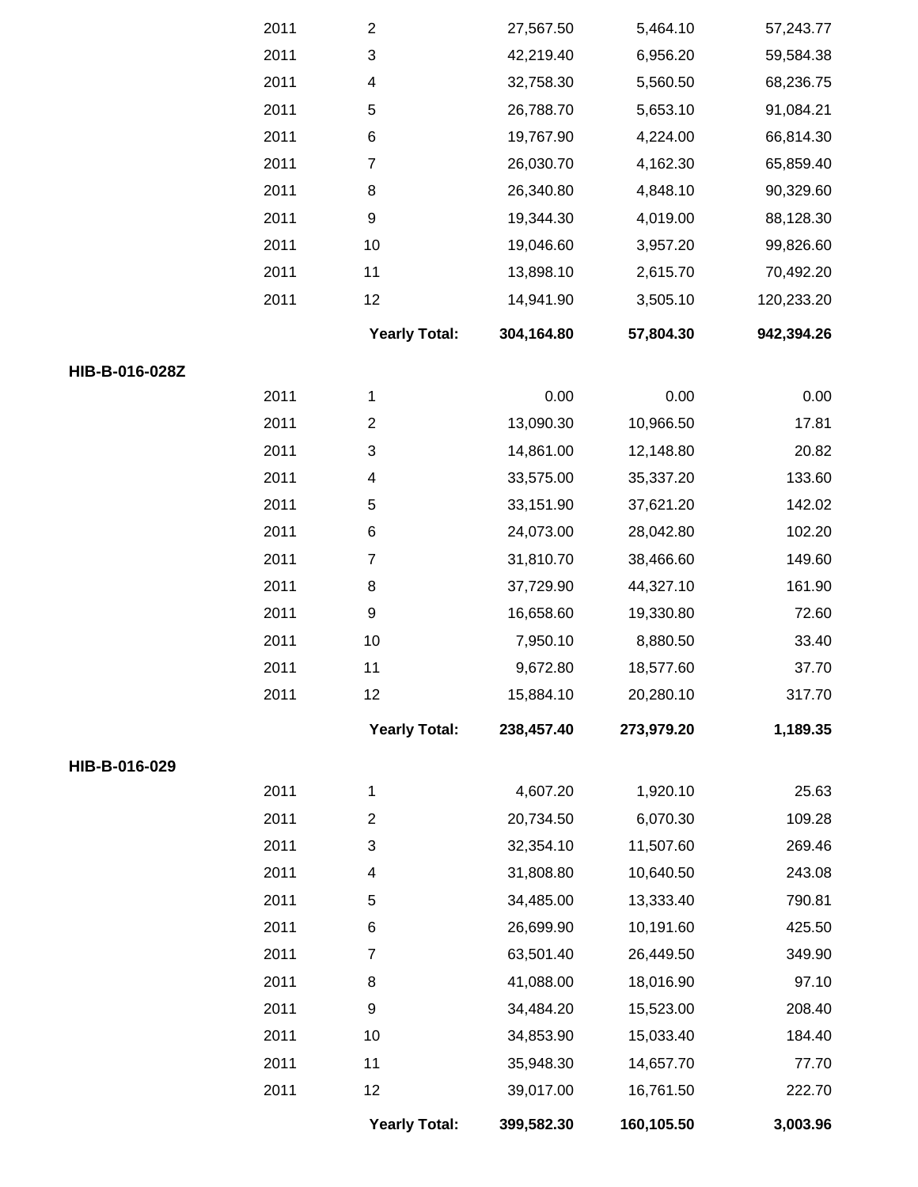| | Year | Month | | | |
|---|---|---|---|---|---|
| | 2011 | 2 | 27,567.50 | 5,464.10 | 57,243.77 |
| | 2011 | 3 | 42,219.40 | 6,956.20 | 59,584.38 |
| | 2011 | 4 | 32,758.30 | 5,560.50 | 68,236.75 |
| | 2011 | 5 | 26,788.70 | 5,653.10 | 91,084.21 |
| | 2011 | 6 | 19,767.90 | 4,224.00 | 66,814.30 |
| | 2011 | 7 | 26,030.70 | 4,162.30 | 65,859.40 |
| | 2011 | 8 | 26,340.80 | 4,848.10 | 90,329.60 |
| | 2011 | 9 | 19,344.30 | 4,019.00 | 88,128.30 |
| | 2011 | 10 | 19,046.60 | 3,957.20 | 99,826.60 |
| | 2011 | 11 | 13,898.10 | 2,615.70 | 70,492.20 |
| | 2011 | 12 | 14,941.90 | 3,505.10 | 120,233.20 |
| | | **Yearly Total:** | **304,164.80** | **57,804.30** | **942,394.26** |
| **HIB-B-016-028Z** | | | | | |
| | 2011 | 1 | 0.00 | 0.00 | 0.00 |
| | 2011 | 2 | 13,090.30 | 10,966.50 | 17.81 |
| | 2011 | 3 | 14,861.00 | 12,148.80 | 20.82 |
| | 2011 | 4 | 33,575.00 | 35,337.20 | 133.60 |
| | 2011 | 5 | 33,151.90 | 37,621.20 | 142.02 |
| | 2011 | 6 | 24,073.00 | 28,042.80 | 102.20 |
| | 2011 | 7 | 31,810.70 | 38,466.60 | 149.60 |
| | 2011 | 8 | 37,729.90 | 44,327.10 | 161.90 |
| | 2011 | 9 | 16,658.60 | 19,330.80 | 72.60 |
| | 2011 | 10 | 7,950.10 | 8,880.50 | 33.40 |
| | 2011 | 11 | 9,672.80 | 18,577.60 | 37.70 |
| | 2011 | 12 | 15,884.10 | 20,280.10 | 317.70 |
| | | **Yearly Total:** | **238,457.40** | **273,979.20** | **1,189.35** |
| **HIB-B-016-029** | | | | | |
| | 2011 | 1 | 4,607.20 | 1,920.10 | 25.63 |
| | 2011 | 2 | 20,734.50 | 6,070.30 | 109.28 |
| | 2011 | 3 | 32,354.10 | 11,507.60 | 269.46 |
| | 2011 | 4 | 31,808.80 | 10,640.50 | 243.08 |
| | 2011 | 5 | 34,485.00 | 13,333.40 | 790.81 |
| | 2011 | 6 | 26,699.90 | 10,191.60 | 425.50 |
| | 2011 | 7 | 63,501.40 | 26,449.50 | 349.90 |
| | 2011 | 8 | 41,088.00 | 18,016.90 | 97.10 |
| | 2011 | 9 | 34,484.20 | 15,523.00 | 208.40 |
| | 2011 | 10 | 34,853.90 | 15,033.40 | 184.40 |
| | 2011 | 11 | 35,948.30 | 14,657.70 | 77.70 |
| | 2011 | 12 | 39,017.00 | 16,761.50 | 222.70 |
| | | **Yearly Total:** | **399,582.30** | **160,105.50** | **3,003.96** |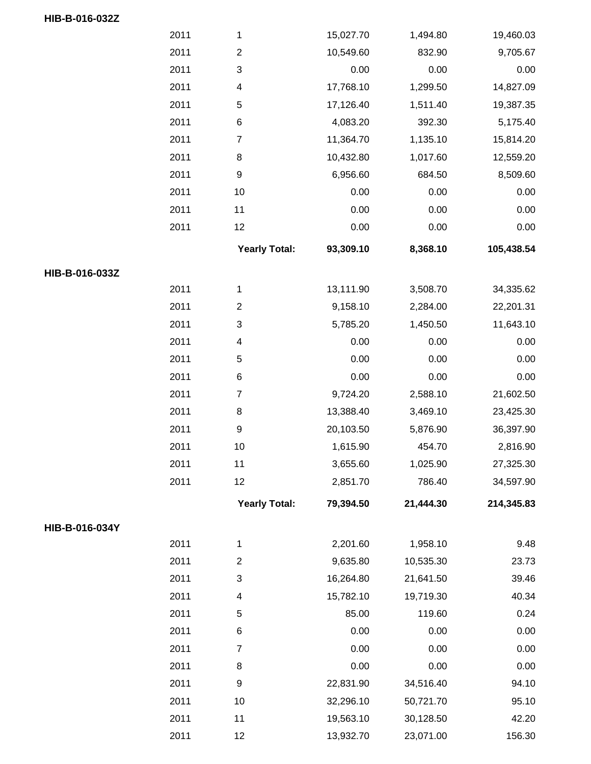**HIB-B-016-032Z**

| | | | | |
|---|---|---|---|---|
| 2011 | 1 | 15,027.70 | 1,494.80 | 19,460.03 |
| 2011 | 2 | 10,549.60 | 832.90 | 9,705.67 |
| 2011 | 3 | 0.00 | 0.00 | 0.00 |
| 2011 | 4 | 17,768.10 | 1,299.50 | 14,827.09 |
| 2011 | 5 | 17,126.40 | 1,511.40 | 19,387.35 |
| 2011 | 6 | 4,083.20 | 392.30 | 5,175.40 |
| 2011 | 7 | 11,364.70 | 1,135.10 | 15,814.20 |
| 2011 | 8 | 10,432.80 | 1,017.60 | 12,559.20 |
| 2011 | 9 | 6,956.60 | 684.50 | 8,509.60 |
| 2011 | 10 | 0.00 | 0.00 | 0.00 |
| 2011 | 11 | 0.00 | 0.00 | 0.00 |
| 2011 | 12 | 0.00 | 0.00 | 0.00 |
| | **Yearly Total:** | **93,309.10** | **8,368.10** | **105,438.54** |

**HIB-B-016-033Z**

| | | | | |
|---|---|---|---|---|
| 2011 | 1 | 13,111.90 | 3,508.70 | 34,335.62 |
| 2011 | 2 | 9,158.10 | 2,284.00 | 22,201.31 |
| 2011 | 3 | 5,785.20 | 1,450.50 | 11,643.10 |
| 2011 | 4 | 0.00 | 0.00 | 0.00 |
| 2011 | 5 | 0.00 | 0.00 | 0.00 |
| 2011 | 6 | 0.00 | 0.00 | 0.00 |
| 2011 | 7 | 9,724.20 | 2,588.10 | 21,602.50 |
| 2011 | 8 | 13,388.40 | 3,469.10 | 23,425.30 |
| 2011 | 9 | 20,103.50 | 5,876.90 | 36,397.90 |
| 2011 | 10 | 1,615.90 | 454.70 | 2,816.90 |
| 2011 | 11 | 3,655.60 | 1,025.90 | 27,325.30 |
| 2011 | 12 | 2,851.70 | 786.40 | 34,597.90 |
| | **Yearly Total:** | **79,394.50** | **21,444.30** | **214,345.83** |

**HIB-B-016-034Y**

| | | | | |
|---|---|---|---|---|
| 2011 | 1 | 2,201.60 | 1,958.10 | 9.48 |
| 2011 | 2 | 9,635.80 | 10,535.30 | 23.73 |
| 2011 | 3 | 16,264.80 | 21,641.50 | 39.46 |
| 2011 | 4 | 15,782.10 | 19,719.30 | 40.34 |
| 2011 | 5 | 85.00 | 119.60 | 0.24 |
| 2011 | 6 | 0.00 | 0.00 | 0.00 |
| 2011 | 7 | 0.00 | 0.00 | 0.00 |
| 2011 | 8 | 0.00 | 0.00 | 0.00 |
| 2011 | 9 | 22,831.90 | 34,516.40 | 94.10 |
| 2011 | 10 | 32,296.10 | 50,721.70 | 95.10 |
| 2011 | 11 | 19,563.10 | 30,128.50 | 42.20 |
| 2011 | 12 | 13,932.70 | 23,071.00 | 156.30 |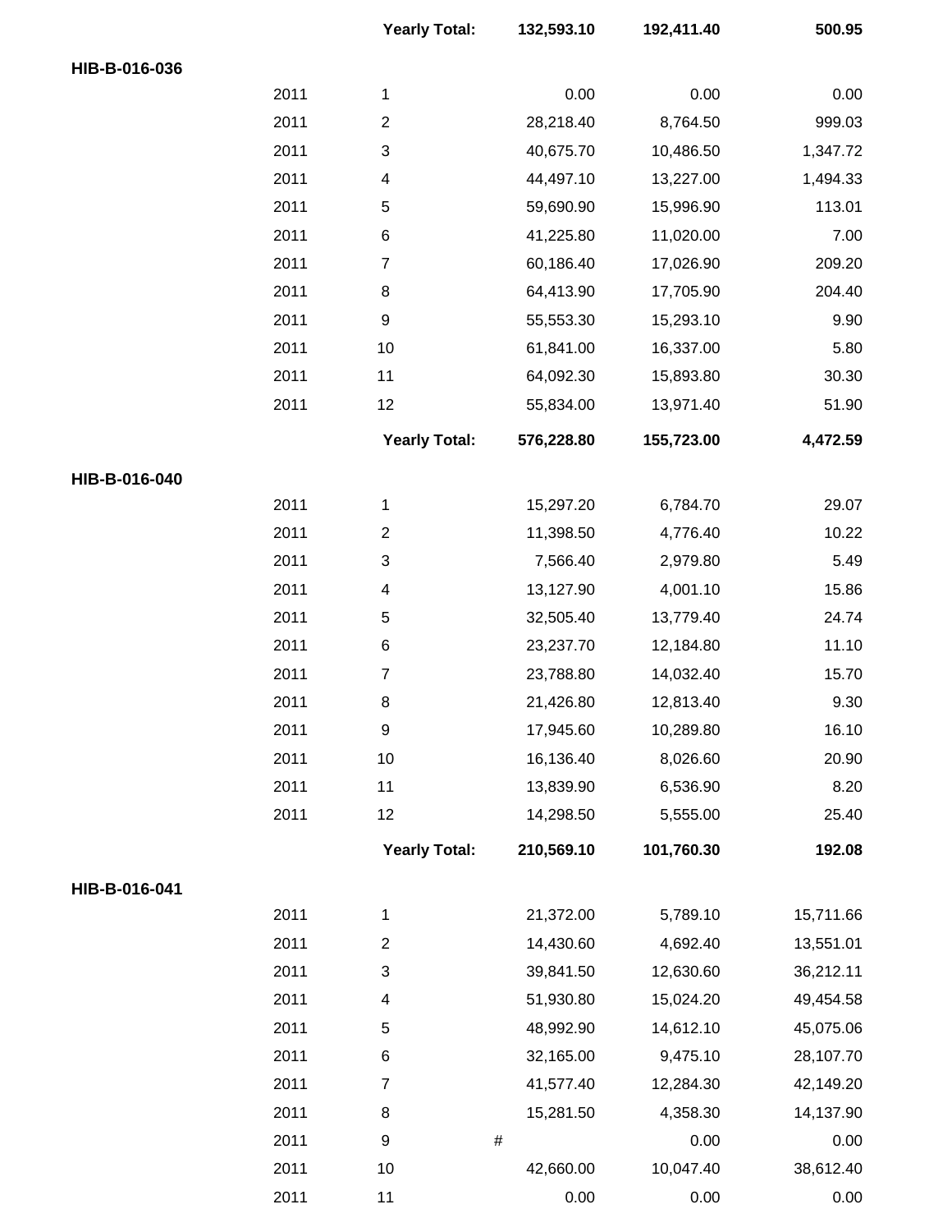| | | | | | |
|---|---|---|---|---|---|
| | | **Yearly Total:** | **132,593.10** | **192,411.40** | **500.95** |
| **HIB-B-016-036** | | | | | |
| | 2011 | 1 | 0.00 | 0.00 | 0.00 |
| | 2011 | 2 | 28,218.40 | 8,764.50 | 999.03 |
| | 2011 | 3 | 40,675.70 | 10,486.50 | 1,347.72 |
| | 2011 | 4 | 44,497.10 | 13,227.00 | 1,494.33 |
| | 2011 | 5 | 59,690.90 | 15,996.90 | 113.01 |
| | 2011 | 6 | 41,225.80 | 11,020.00 | 7.00 |
| | 2011 | 7 | 60,186.40 | 17,026.90 | 209.20 |
| | 2011 | 8 | 64,413.90 | 17,705.90 | 204.40 |
| | 2011 | 9 | 55,553.30 | 15,293.10 | 9.90 |
| | 2011 | 10 | 61,841.00 | 16,337.00 | 5.80 |
| | 2011 | 11 | 64,092.30 | 15,893.80 | 30.30 |
| | 2011 | 12 | 55,834.00 | 13,971.40 | 51.90 |
| | | **Yearly Total:** | **576,228.80** | **155,723.00** | **4,472.59** |
| **HIB-B-016-040** | | | | | |
| | 2011 | 1 | 15,297.20 | 6,784.70 | 29.07 |
| | 2011 | 2 | 11,398.50 | 4,776.40 | 10.22 |
| | 2011 | 3 | 7,566.40 | 2,979.80 | 5.49 |
| | 2011 | 4 | 13,127.90 | 4,001.10 | 15.86 |
| | 2011 | 5 | 32,505.40 | 13,779.40 | 24.74 |
| | 2011 | 6 | 23,237.70 | 12,184.80 | 11.10 |
| | 2011 | 7 | 23,788.80 | 14,032.40 | 15.70 |
| | 2011 | 8 | 21,426.80 | 12,813.40 | 9.30 |
| | 2011 | 9 | 17,945.60 | 10,289.80 | 16.10 |
| | 2011 | 10 | 16,136.40 | 8,026.60 | 20.90 |
| | 2011 | 11 | 13,839.90 | 6,536.90 | 8.20 |
| | 2011 | 12 | 14,298.50 | 5,555.00 | 25.40 |
| | | **Yearly Total:** | **210,569.10** | **101,760.30** | **192.08** |
| **HIB-B-016-041** | | | | | |
| | 2011 | 1 | 21,372.00 | 5,789.10 | 15,711.66 |
| | 2011 | 2 | 14,430.60 | 4,692.40 | 13,551.01 |
| | 2011 | 3 | 39,841.50 | 12,630.60 | 36,212.11 |
| | 2011 | 4 | 51,930.80 | 15,024.20 | 49,454.58 |
| | 2011 | 5 | 48,992.90 | 14,612.10 | 45,075.06 |
| | 2011 | 6 | 32,165.00 | 9,475.10 | 28,107.70 |
| | 2011 | 7 | 41,577.40 | 12,284.30 | 42,149.20 |
| | 2011 | 8 | 15,281.50 | 4,358.30 | 14,137.90 |
| | 2011 | 9 | # | 0.00 | 0.00 |
| | 2011 | 10 | 42,660.00 | 10,047.40 | 38,612.40 |
| | 2011 | 11 | 0.00 | 0.00 | 0.00 |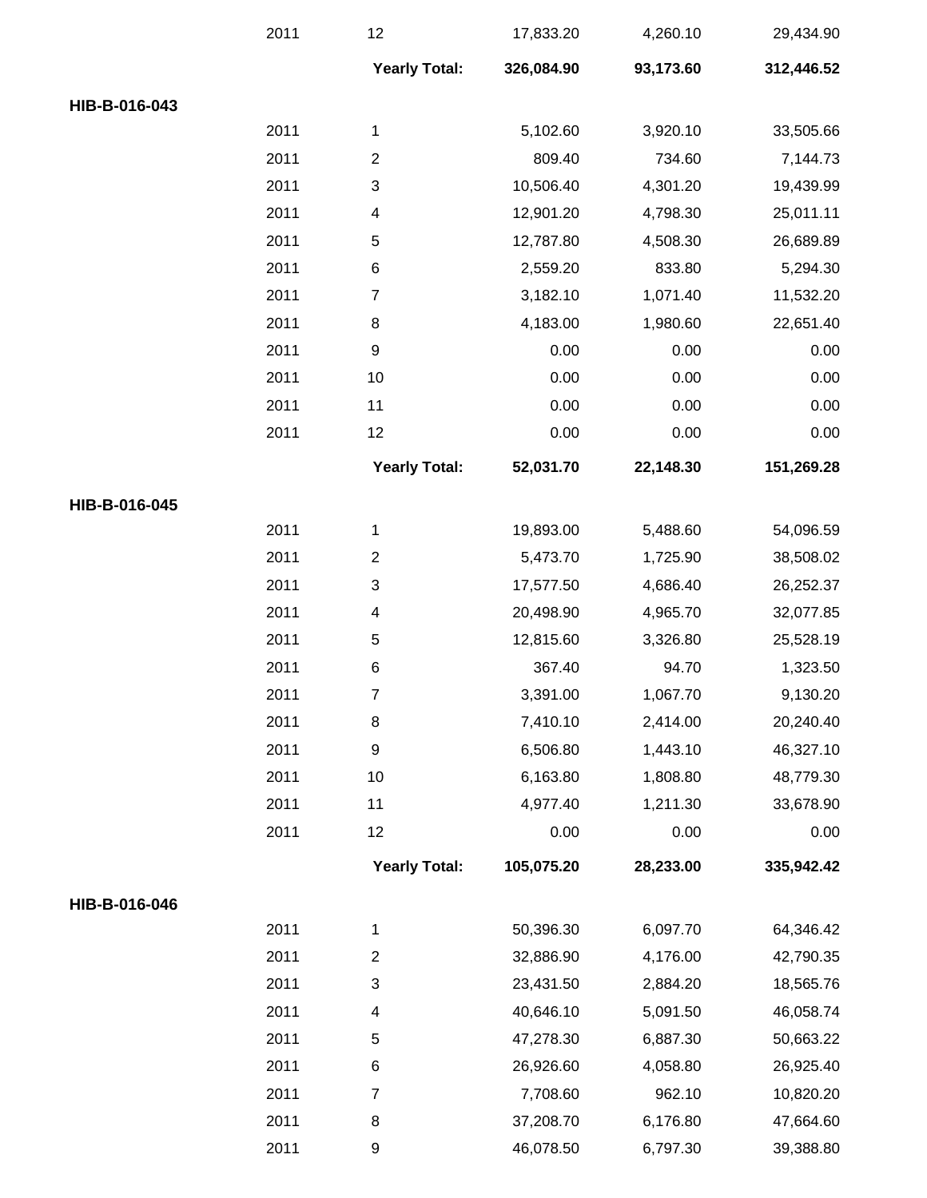| | | | | | |
|---|---|---|---|---|---|
| | 2011 | 12 | 17,833.20 | 4,260.10 | 29,434.90 |
| | | **Yearly Total:** | **326,084.90** | **93,173.60** | **312,446.52** |
| **HIB-B-016-043** | | | | | |
| | 2011 | 1 | 5,102.60 | 3,920.10 | 33,505.66 |
| | 2011 | 2 | 809.40 | 734.60 | 7,144.73 |
| | 2011 | 3 | 10,506.40 | 4,301.20 | 19,439.99 |
| | 2011 | 4 | 12,901.20 | 4,798.30 | 25,011.11 |
| | 2011 | 5 | 12,787.80 | 4,508.30 | 26,689.89 |
| | 2011 | 6 | 2,559.20 | 833.80 | 5,294.30 |
| | 2011 | 7 | 3,182.10 | 1,071.40 | 11,532.20 |
| | 2011 | 8 | 4,183.00 | 1,980.60 | 22,651.40 |
| | 2011 | 9 | 0.00 | 0.00 | 0.00 |
| | 2011 | 10 | 0.00 | 0.00 | 0.00 |
| | 2011 | 11 | 0.00 | 0.00 | 0.00 |
| | 2011 | 12 | 0.00 | 0.00 | 0.00 |
| | | **Yearly Total:** | **52,031.70** | **22,148.30** | **151,269.28** |
| **HIB-B-016-045** | | | | | |
| | 2011 | 1 | 19,893.00 | 5,488.60 | 54,096.59 |
| | 2011 | 2 | 5,473.70 | 1,725.90 | 38,508.02 |
| | 2011 | 3 | 17,577.50 | 4,686.40 | 26,252.37 |
| | 2011 | 4 | 20,498.90 | 4,965.70 | 32,077.85 |
| | 2011 | 5 | 12,815.60 | 3,326.80 | 25,528.19 |
| | 2011 | 6 | 367.40 | 94.70 | 1,323.50 |
| | 2011 | 7 | 3,391.00 | 1,067.70 | 9,130.20 |
| | 2011 | 8 | 7,410.10 | 2,414.00 | 20,240.40 |
| | 2011 | 9 | 6,506.80 | 1,443.10 | 46,327.10 |
| | 2011 | 10 | 6,163.80 | 1,808.80 | 48,779.30 |
| | 2011 | 11 | 4,977.40 | 1,211.30 | 33,678.90 |
| | 2011 | 12 | 0.00 | 0.00 | 0.00 |
| | | **Yearly Total:** | **105,075.20** | **28,233.00** | **335,942.42** |
| **HIB-B-016-046** | | | | | |
| | 2011 | 1 | 50,396.30 | 6,097.70 | 64,346.42 |
| | 2011 | 2 | 32,886.90 | 4,176.00 | 42,790.35 |
| | 2011 | 3 | 23,431.50 | 2,884.20 | 18,565.76 |
| | 2011 | 4 | 40,646.10 | 5,091.50 | 46,058.74 |
| | 2011 | 5 | 47,278.30 | 6,887.30 | 50,663.22 |
| | 2011 | 6 | 26,926.60 | 4,058.80 | 26,925.40 |
| | 2011 | 7 | 7,708.60 | 962.10 | 10,820.20 |
| | 2011 | 8 | 37,208.70 | 6,176.80 | 47,664.60 |
| | 2011 | 9 | 46,078.50 | 6,797.30 | 39,388.80 |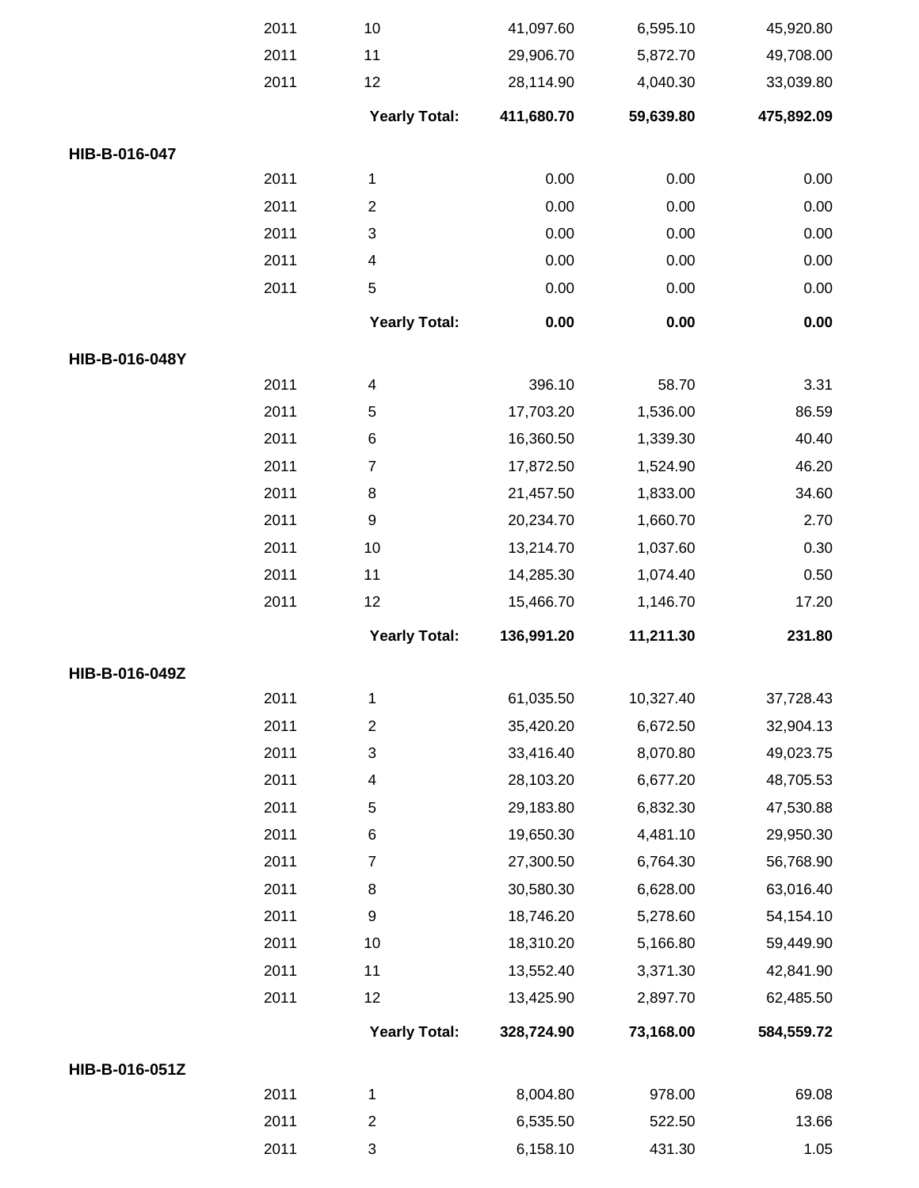| | | | | | |
|---|---|---|---|---|---|
| | 2011 | 10 | 41,097.60 | 6,595.10 | 45,920.80 |
| | 2011 | 11 | 29,906.70 | 5,872.70 | 49,708.00 |
| | 2011 | 12 | 28,114.90 | 4,040.30 | 33,039.80 |
| | | **Yearly Total:** | **411,680.70** | **59,639.80** | **475,892.09** |
| **HIB-B-016-047** | | | | | |
| | 2011 | 1 | 0.00 | 0.00 | 0.00 |
| | 2011 | 2 | 0.00 | 0.00 | 0.00 |
| | 2011 | 3 | 0.00 | 0.00 | 0.00 |
| | 2011 | 4 | 0.00 | 0.00 | 0.00 |
| | 2011 | 5 | 0.00 | 0.00 | 0.00 |
| | | **Yearly Total:** | **0.00** | **0.00** | **0.00** |
| **HIB-B-016-048Y** | | | | | |
| | 2011 | 4 | 396.10 | 58.70 | 3.31 |
| | 2011 | 5 | 17,703.20 | 1,536.00 | 86.59 |
| | 2011 | 6 | 16,360.50 | 1,339.30 | 40.40 |
| | 2011 | 7 | 17,872.50 | 1,524.90 | 46.20 |
| | 2011 | 8 | 21,457.50 | 1,833.00 | 34.60 |
| | 2011 | 9 | 20,234.70 | 1,660.70 | 2.70 |
| | 2011 | 10 | 13,214.70 | 1,037.60 | 0.30 |
| | 2011 | 11 | 14,285.30 | 1,074.40 | 0.50 |
| | 2011 | 12 | 15,466.70 | 1,146.70 | 17.20 |
| | | **Yearly Total:** | **136,991.20** | **11,211.30** | **231.80** |
| **HIB-B-016-049Z** | | | | | |
| | 2011 | 1 | 61,035.50 | 10,327.40 | 37,728.43 |
| | 2011 | 2 | 35,420.20 | 6,672.50 | 32,904.13 |
| | 2011 | 3 | 33,416.40 | 8,070.80 | 49,023.75 |
| | 2011 | 4 | 28,103.20 | 6,677.20 | 48,705.53 |
| | 2011 | 5 | 29,183.80 | 6,832.30 | 47,530.88 |
| | 2011 | 6 | 19,650.30 | 4,481.10 | 29,950.30 |
| | 2011 | 7 | 27,300.50 | 6,764.30 | 56,768.90 |
| | 2011 | 8 | 30,580.30 | 6,628.00 | 63,016.40 |
| | 2011 | 9 | 18,746.20 | 5,278.60 | 54,154.10 |
| | 2011 | 10 | 18,310.20 | 5,166.80 | 59,449.90 |
| | 2011 | 11 | 13,552.40 | 3,371.30 | 42,841.90 |
| | 2011 | 12 | 13,425.90 | 2,897.70 | 62,485.50 |
| | | **Yearly Total:** | **328,724.90** | **73,168.00** | **584,559.72** |
| **HIB-B-016-051Z** | | | | | |
| | 2011 | 1 | 8,004.80 | 978.00 | 69.08 |
| | 2011 | 2 | 6,535.50 | 522.50 | 13.66 |
| | 2011 | 3 | 6,158.10 | 431.30 | 1.05 |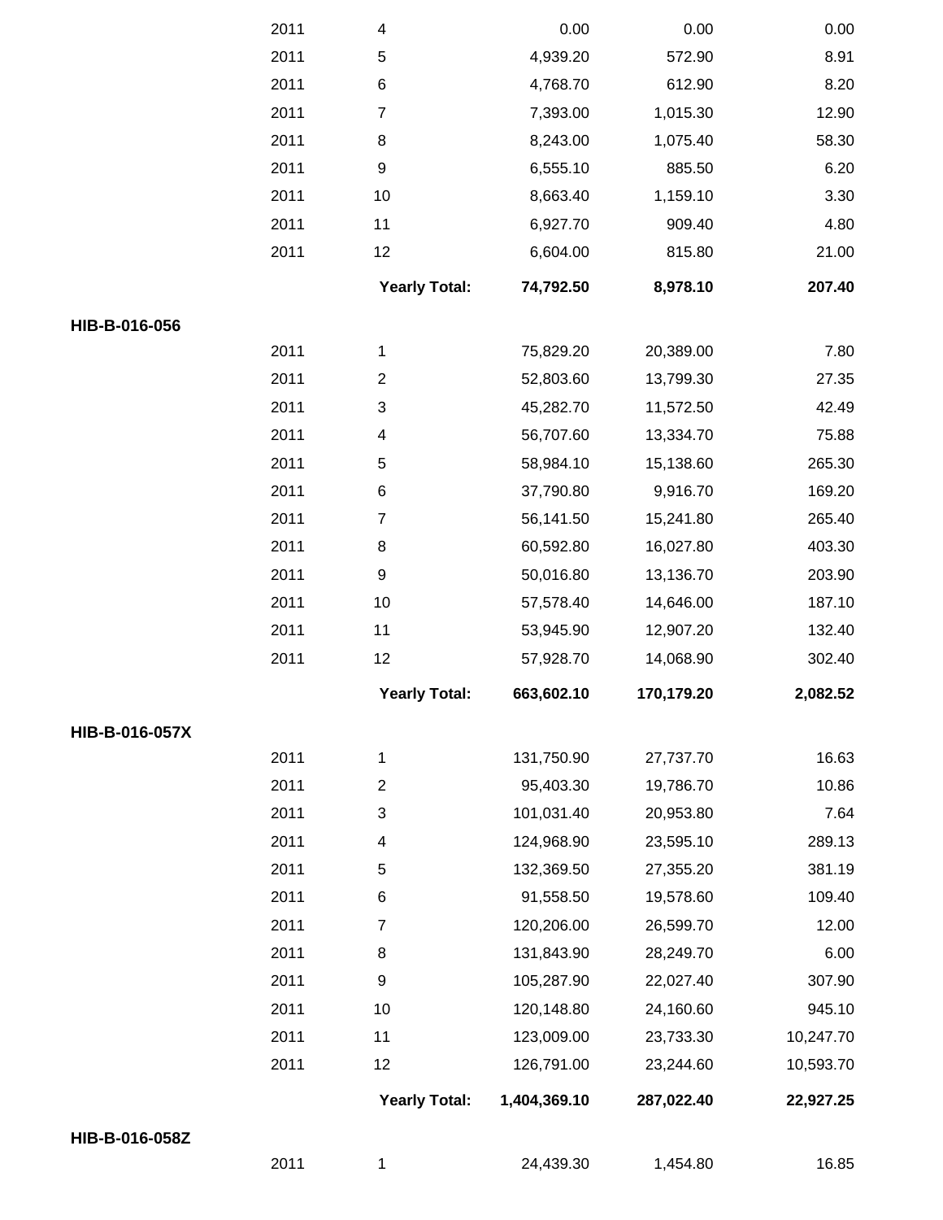| | | | | | |
|---|---|---|---|---|---|
| | 2011 | 4 | 0.00 | 0.00 | 0.00 |
| | 2011 | 5 | 4,939.20 | 572.90 | 8.91 |
| | 2011 | 6 | 4,768.70 | 612.90 | 8.20 |
| | 2011 | 7 | 7,393.00 | 1,015.30 | 12.90 |
| | 2011 | 8 | 8,243.00 | 1,075.40 | 58.30 |
| | 2011 | 9 | 6,555.10 | 885.50 | 6.20 |
| | 2011 | 10 | 8,663.40 | 1,159.10 | 3.30 |
| | 2011 | 11 | 6,927.70 | 909.40 | 4.80 |
| | 2011 | 12 | 6,604.00 | 815.80 | 21.00 |
| | | **Yearly Total:** | **74,792.50** | **8,978.10** | **207.40** |
| **HIB-B-016-056** | | | | | |
| | 2011 | 1 | 75,829.20 | 20,389.00 | 7.80 |
| | 2011 | 2 | 52,803.60 | 13,799.30 | 27.35 |
| | 2011 | 3 | 45,282.70 | 11,572.50 | 42.49 |
| | 2011 | 4 | 56,707.60 | 13,334.70 | 75.88 |
| | 2011 | 5 | 58,984.10 | 15,138.60 | 265.30 |
| | 2011 | 6 | 37,790.80 | 9,916.70 | 169.20 |
| | 2011 | 7 | 56,141.50 | 15,241.80 | 265.40 |
| | 2011 | 8 | 60,592.80 | 16,027.80 | 403.30 |
| | 2011 | 9 | 50,016.80 | 13,136.70 | 203.90 |
| | 2011 | 10 | 57,578.40 | 14,646.00 | 187.10 |
| | 2011 | 11 | 53,945.90 | 12,907.20 | 132.40 |
| | 2011 | 12 | 57,928.70 | 14,068.90 | 302.40 |
| | | **Yearly Total:** | **663,602.10** | **170,179.20** | **2,082.52** |
| **HIB-B-016-057X** | | | | | |
| | 2011 | 1 | 131,750.90 | 27,737.70 | 16.63 |
| | 2011 | 2 | 95,403.30 | 19,786.70 | 10.86 |
| | 2011 | 3 | 101,031.40 | 20,953.80 | 7.64 |
| | 2011 | 4 | 124,968.90 | 23,595.10 | 289.13 |
| | 2011 | 5 | 132,369.50 | 27,355.20 | 381.19 |
| | 2011 | 6 | 91,558.50 | 19,578.60 | 109.40 |
| | 2011 | 7 | 120,206.00 | 26,599.70 | 12.00 |
| | 2011 | 8 | 131,843.90 | 28,249.70 | 6.00 |
| | 2011 | 9 | 105,287.90 | 22,027.40 | 307.90 |
| | 2011 | 10 | 120,148.80 | 24,160.60 | 945.10 |
| | 2011 | 11 | 123,009.00 | 23,733.30 | 10,247.70 |
| | 2011 | 12 | 126,791.00 | 23,244.60 | 10,593.70 |
| | | **Yearly Total:** | **1,404,369.10** | **287,022.40** | **22,927.25** |
| **HIB-B-016-058Z** | | | | | |
| | 2011 | 1 | 24,439.30 | 1,454.80 | 16.85 |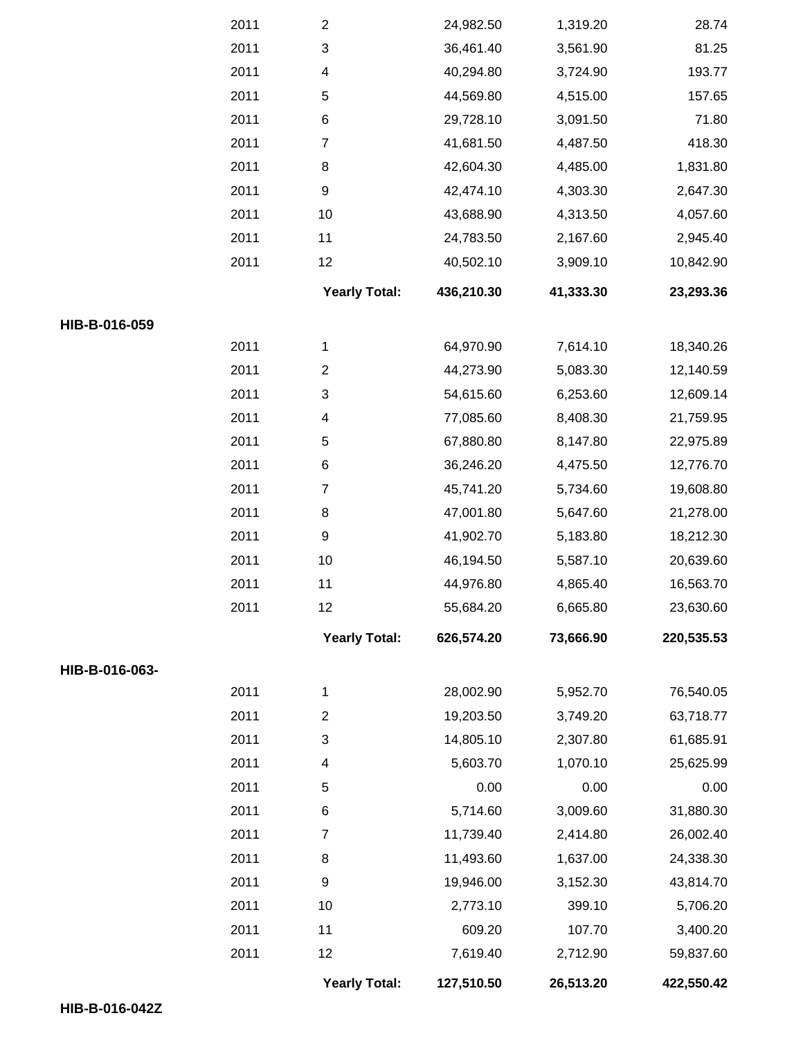| | Year | Month | | | |
|---|---|---|---|---|---|
| | 2011 | 2 | 24,982.50 | 1,319.20 | 28.74 |
| | 2011 | 3 | 36,461.40 | 3,561.90 | 81.25 |
| | 2011 | 4 | 40,294.80 | 3,724.90 | 193.77 |
| | 2011 | 5 | 44,569.80 | 4,515.00 | 157.65 |
| | 2011 | 6 | 29,728.10 | 3,091.50 | 71.80 |
| | 2011 | 7 | 41,681.50 | 4,487.50 | 418.30 |
| | 2011 | 8 | 42,604.30 | 4,485.00 | 1,831.80 |
| | 2011 | 9 | 42,474.10 | 4,303.30 | 2,647.30 |
| | 2011 | 10 | 43,688.90 | 4,313.50 | 4,057.60 |
| | 2011 | 11 | 24,783.50 | 2,167.60 | 2,945.40 |
| | 2011 | 12 | 40,502.10 | 3,909.10 | 10,842.90 |
| | | **Yearly Total:** | **436,210.30** | **41,333.30** | **23,293.36** |
| **HIB-B-016-059** | | | | | |
| | 2011 | 1 | 64,970.90 | 7,614.10 | 18,340.26 |
| | 2011 | 2 | 44,273.90 | 5,083.30 | 12,140.59 |
| | 2011 | 3 | 54,615.60 | 6,253.60 | 12,609.14 |
| | 2011 | 4 | 77,085.60 | 8,408.30 | 21,759.95 |
| | 2011 | 5 | 67,880.80 | 8,147.80 | 22,975.89 |
| | 2011 | 6 | 36,246.20 | 4,475.50 | 12,776.70 |
| | 2011 | 7 | 45,741.20 | 5,734.60 | 19,608.80 |
| | 2011 | 8 | 47,001.80 | 5,647.60 | 21,278.00 |
| | 2011 | 9 | 41,902.70 | 5,183.80 | 18,212.30 |
| | 2011 | 10 | 46,194.50 | 5,587.10 | 20,639.60 |
| | 2011 | 11 | 44,976.80 | 4,865.40 | 16,563.70 |
| | 2011 | 12 | 55,684.20 | 6,665.80 | 23,630.60 |
| | | **Yearly Total:** | **626,574.20** | **73,666.90** | **220,535.53** |
| **HIB-B-016-063-** | | | | | |
| | 2011 | 1 | 28,002.90 | 5,952.70 | 76,540.05 |
| | 2011 | 2 | 19,203.50 | 3,749.20 | 63,718.77 |
| | 2011 | 3 | 14,805.10 | 2,307.80 | 61,685.91 |
| | 2011 | 4 | 5,603.70 | 1,070.10 | 25,625.99 |
| | 2011 | 5 | 0.00 | 0.00 | 0.00 |
| | 2011 | 6 | 5,714.60 | 3,009.60 | 31,880.30 |
| | 2011 | 7 | 11,739.40 | 2,414.80 | 26,002.40 |
| | 2011 | 8 | 11,493.60 | 1,637.00 | 24,338.30 |
| | 2011 | 9 | 19,946.00 | 3,152.30 | 43,814.70 |
| | 2011 | 10 | 2,773.10 | 399.10 | 5,706.20 |
| | 2011 | 11 | 609.20 | 107.70 | 3,400.20 |
| | 2011 | 12 | 7,619.40 | 2,712.90 | 59,837.60 |
| | | **Yearly Total:** | **127,510.50** | **26,513.20** | **422,550.42** |
| **HIB-B-016-042Z** | | | | | |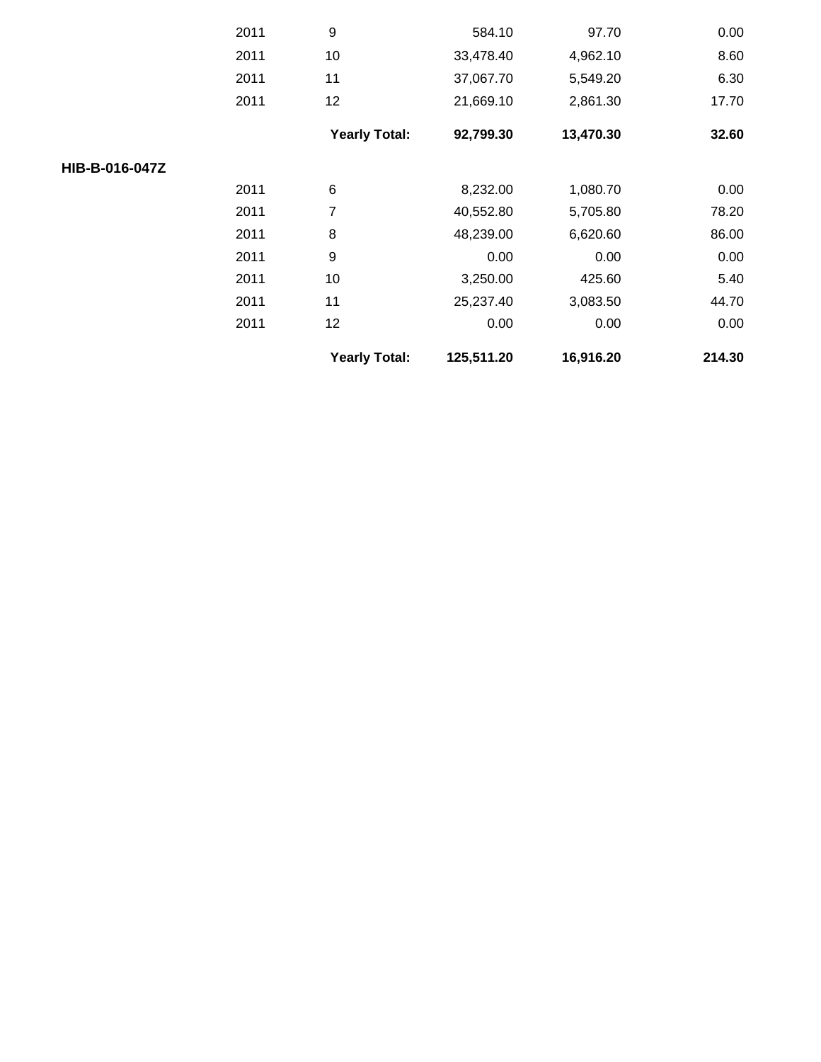| | | | | | |
|---|---|---|---|---|---|
| | 2011 | 9 | 584.10 | 97.70 | 0.00 |
| | 2011 | 10 | 33,478.40 | 4,962.10 | 8.60 |
| | 2011 | 11 | 37,067.70 | 5,549.20 | 6.30 |
| | 2011 | 12 | 21,669.10 | 2,861.30 | 17.70 |
| | | **Yearly Total:** | **92,799.30** | **13,470.30** | **32.60** |
| **HIB-B-016-047Z** | | | | | |
| | 2011 | 6 | 8,232.00 | 1,080.70 | 0.00 |
| | 2011 | 7 | 40,552.80 | 5,705.80 | 78.20 |
| | 2011 | 8 | 48,239.00 | 6,620.60 | 86.00 |
| | 2011 | 9 | 0.00 | 0.00 | 0.00 |
| | 2011 | 10 | 3,250.00 | 425.60 | 5.40 |
| | 2011 | 11 | 25,237.40 | 3,083.50 | 44.70 |
| | 2011 | 12 | 0.00 | 0.00 | 0.00 |
| | | **Yearly Total:** | **125,511.20** | **16,916.20** | **214.30** |